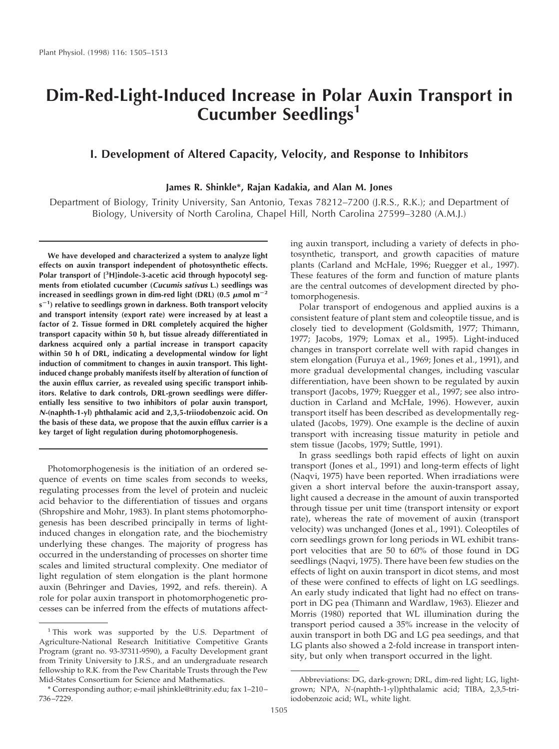# Dim-Red-Light-Induced Increase in Polar Auxin Transport in Cucumber Seedlings[1]

## I. Development of Altered Capacity, Velocity, and Response to Inhibitors

**James R. Shinkle\*, Rajan Kadakia, and Alan M. Jones**

Department of Biology, Trinity University, San Antonio, Texas 78212–7200 (J.R.S., R.K.); and Department of Biology, University of North Carolina, Chapel Hill, North Carolina 27599–3280 (A.M.J.)

**We have developed and characterized a system to analyze light effects on auxin transport independent of photosynthetic effects. Polar transport of [$^3$H]indole-3-acetic acid through hypocotyl segments from etiolated cucumber (*Cucumis sativus* L.) seedlings was increased in seedlings grown in dim-red light (DRL) (0.5 $\mu$mol m$^{-2}$ s$^{-1}$) relative to seedlings grown in darkness. Both transport velocity and transport intensity (export rate) were increased by at least a factor of 2. Tissue formed in DRL completely acquired the higher transport capacity within 50 h, but tissue already differentiated in darkness acquired only a partial increase in transport capacity within 50 h of DRL, indicating a developmental window for light induction of commitment to changes in auxin transport. This light-induced change probably manifests itself by alteration of function of the auxin efflux carrier, as revealed using specific transport inhibitors. Relative to dark controls, DRL-grown seedlings were differentially less sensitive to two inhibitors of polar auxin transport, *N*-(naphth-1-yl) phthalamic acid and 2,3,5-triiodobenzoic acid. On the basis of these data, we propose that the auxin efflux carrier is a key target of light regulation during photomorphogenesis.**

Photomorphogenesis is the initiation of an ordered sequence of events on time scales from seconds to weeks, regulating processes from the level of protein and nucleic acid behavior to the differentiation of tissues and organs (Shropshire and Mohr, 1983). In plant stems photomorphogenesis has been described principally in terms of light-induced changes in elongation rate, and the biochemistry underlying these changes. The majority of progress has occurred in the understanding of processes on shorter time scales and limited structural complexity. One mediator of light regulation of stem elongation is the plant hormone auxin (Behringer and Davies, 1992, and refs. therein). A role for polar auxin transport in photomorphogenetic processes can be inferred from the effects of mutations affecting auxin transport, including a variety of defects in photosynthetic, transport, and growth capacities of mature plants (Carland and McHale, 1996; Ruegger et al., 1997). These features of the form and function of mature plants are the central outcomes of development directed by photomorphogenesis.

Polar transport of endogenous and applied auxins is a consistent feature of plant stem and coleoptile tissue, and is closely tied to development (Goldsmith, 1977; Thimann, 1977; Jacobs, 1979; Lomax et al., 1995). Light-induced changes in transport correlate well with rapid changes in stem elongation (Furuya et al., 1969; Jones et al., 1991), and more gradual developmental changes, including vascular differentiation, have been shown to be regulated by auxin transport (Jacobs, 1979; Ruegger et al., 1997; see also introduction in Carland and McHale, 1996). However, auxin transport itself has been described as developmentally regulated (Jacobs, 1979). One example is the decline of auxin transport with increasing tissue maturity in petiole and stem tissue (Jacobs, 1979; Suttle, 1991).

In grass seedlings both rapid effects of light on auxin transport (Jones et al., 1991) and long-term effects of light (Naqvi, 1975) have been reported. When irradiations were given a short interval before the auxin-transport assay, light caused a decrease in the amount of auxin transported through tissue per unit time (transport intensity or export rate), whereas the rate of movement of auxin (transport velocity) was unchanged (Jones et al., 1991). Coleoptiles of corn seedlings grown for long periods in WL exhibit transport velocities that are 50 to 60% of those found in DG seedlings (Naqvi, 1975). There have been few studies on the effects of light on auxin transport in dicot stems, and most of these were confined to effects of light on LG seedlings. An early study indicated that light had no effect on transport in DG pea (Thimann and Wardlaw, 1963). Eliezer and Morris (1980) reported that WL illumination during the transport period caused a 35% increase in the velocity of auxin transport in both DG and LG pea seedings, and that LG plants also showed a 2-fold increase in transport intensity, but only when transport occurred in the light.

[1] This work was supported by the U.S. Department of Agriculture-National Research Inititiative Competitive Grants Program (grant no. 93-37311-9590), a Faculty Development grant from Trinity University to J.R.S., and an undergraduate research fellowship to R.K. from the Pew Charitable Trusts through the Pew Mid-States Consortium for Science and Mathematics.

\* Corresponding author; e-mail jshinkle@trinity.edu; fax 1–210–736–7229.

Abbreviations: DG, dark-grown; DRL, dim-red light; LG, light-grown; NPA, *N*-(naphth-1-yl)phthalamic acid; TIBA, 2,3,5-triiodobenzoic acid; WL, white light.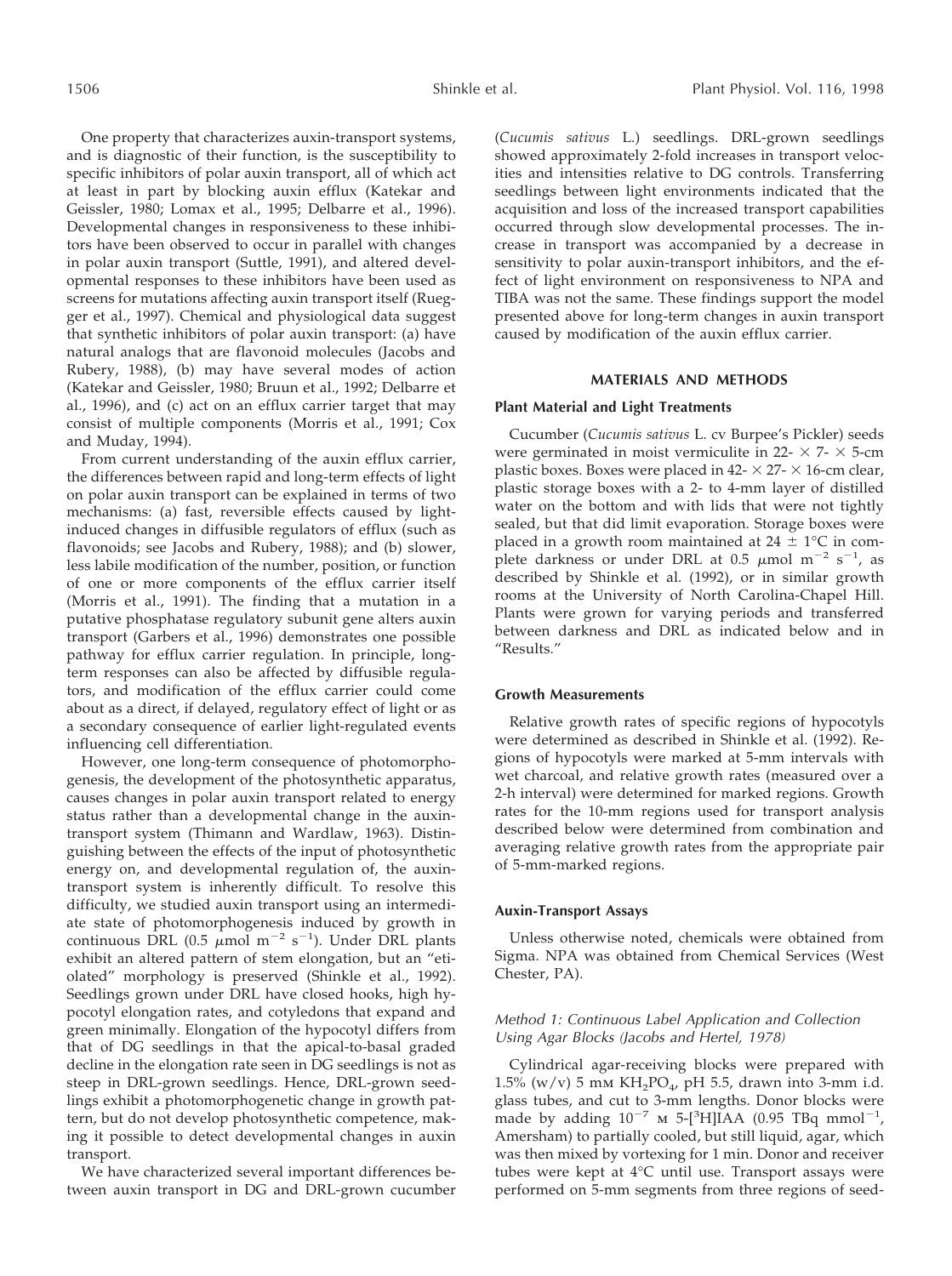One property that characterizes auxin-transport systems, and is diagnostic of their function, is the susceptibility to specific inhibitors of polar auxin transport, all of which act at least in part by blocking auxin efflux (Katekar and Geissler, 1980; Lomax et al., 1995; Delbarre et al., 1996). Developmental changes in responsiveness to these inhibitors have been observed to occur in parallel with changes in polar auxin transport (Suttle, 1991), and altered developmental responses to these inhibitors have been used as screens for mutations affecting auxin transport itself (Ruegger et al., 1997). Chemical and physiological data suggest that synthetic inhibitors of polar auxin transport: (a) have natural analogs that are flavonoid molecules (Jacobs and Rubery, 1988), (b) may have several modes of action (Katekar and Geissler, 1980; Bruun et al., 1992; Delbarre et al., 1996), and (c) act on an efflux carrier target that may consist of multiple components (Morris et al., 1991; Cox and Muday, 1994).

From current understanding of the auxin efflux carrier, the differences between rapid and long-term effects of light on polar auxin transport can be explained in terms of two mechanisms: (a) fast, reversible effects caused by light-induced changes in diffusible regulators of efflux (such as flavonoids; see Jacobs and Rubery, 1988); and (b) slower, less labile modification of the number, position, or function of one or more components of the efflux carrier itself (Morris et al., 1991). The finding that a mutation in a putative phosphatase regulatory subunit gene alters auxin transport (Garbers et al., 1996) demonstrates one possible pathway for efflux carrier regulation. In principle, long-term responses can also be affected by diffusible regulators, and modification of the efflux carrier could come about as a direct, if delayed, regulatory effect of light or as a secondary consequence of earlier light-regulated events influencing cell differentiation.

However, one long-term consequence of photomorphogenesis, the development of the photosynthetic apparatus, causes changes in polar auxin transport related to energy status rather than a developmental change in the auxin-transport system (Thimann and Wardlaw, 1963). Distinguishing between the effects of the input of photosynthetic energy on, and developmental regulation of, the auxin-transport system is inherently difficult. To resolve this difficulty, we studied auxin transport using an intermediate state of photomorphogenesis induced by growth in continuous DRL (0.5 $\mu$mol m$^{-2}$ s$^{-1}$). Under DRL plants exhibit an altered pattern of stem elongation, but an "etiolated" morphology is preserved (Shinkle et al., 1992). Seedlings grown under DRL have closed hooks, high hypocotyl elongation rates, and cotyledons that expand and green minimally. Elongation of the hypocotyl differs from that of DG seedlings in that the apical-to-basal graded decline in the elongation rate seen in DG seedlings is not as steep in DRL-grown seedlings. Hence, DRL-grown seedlings exhibit a photomorphogenetic change in growth pattern, but do not develop photosynthetic competence, making it possible to detect developmental changes in auxin transport.

We have characterized several important differences between auxin transport in DG and DRL-grown cucumber (*Cucumis sativus* L.) seedlings. DRL-grown seedlings showed approximately 2-fold increases in transport velocities and intensities relative to DG controls. Transferring seedlings between light environments indicated that the acquisition and loss of the increased transport capabilities occurred through slow developmental processes. The increase in transport was accompanied by a decrease in sensitivity to polar auxin-transport inhibitors, and the effect of light environment on responsiveness to NPA and TIBA was not the same. These findings support the model presented above for long-term changes in auxin transport caused by modification of the auxin efflux carrier.

## MATERIALS AND METHODS

### Plant Material and Light Treatments

Cucumber (*Cucumis sativus* L. cv Burpee's Pickler) seeds were germinated in moist vermiculite in 22- × 7- × 5-cm plastic boxes. Boxes were placed in 42- × 27- × 16-cm clear, plastic storage boxes with a 2- to 4-mm layer of distilled water on the bottom and with lids that were not tightly sealed, but that did limit evaporation. Storage boxes were placed in a growth room maintained at 24 ± 1°C in complete darkness or under DRL at 0.5 $\mu$mol m$^{-2}$ s$^{-1}$, as described by Shinkle et al. (1992), or in similar growth rooms at the University of North Carolina-Chapel Hill. Plants were grown for varying periods and transferred between darkness and DRL as indicated below and in "Results."

### Growth Measurements

Relative growth rates of specific regions of hypocotyls were determined as described in Shinkle et al. (1992). Regions of hypocotyls were marked at 5-mm intervals with wet charcoal, and relative growth rates (measured over a 2-h interval) were determined for marked regions. Growth rates for the 10-mm regions used for transport analysis described below were determined from combination and averaging relative growth rates from the appropriate pair of 5-mm-marked regions.

### Auxin-Transport Assays

Unless otherwise noted, chemicals were obtained from Sigma. NPA was obtained from Chemical Services (West Chester, PA).

#### *Method 1: Continuous Label Application and Collection Using Agar Blocks (Jacobs and Hertel, 1978)*

Cylindrical agar-receiving blocks were prepared with 1.5% (w/v) 5 mM $KH_2PO_4$, pH 5.5, drawn into 3-mm i.d. glass tubes, and cut to 3-mm lengths. Donor blocks were made by adding $10^{-7}$ M 5-[$^3$H]IAA (0.95 TBq mmol$^{-1}$, Amersham) to partially cooled, but still liquid, agar, which was then mixed by vortexing for 1 min. Donor and receiver tubes were kept at 4°C until use. Transport assays were performed on 5-mm segments from three regions of seed-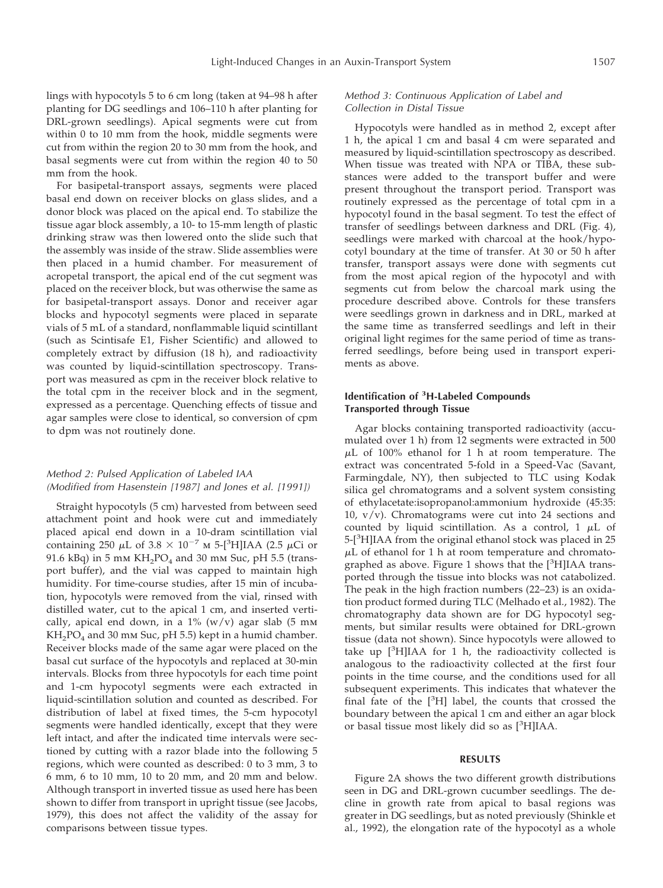lings with hypocotyls 5 to 6 cm long (taken at 94–98 h after planting for DG seedlings and 106–110 h after planting for DRL-grown seedlings). Apical segments were cut from within 0 to 10 mm from the hook, middle segments were cut from within the region 20 to 30 mm from the hook, and basal segments were cut from within the region 40 to 50 mm from the hook.

For basipetal-transport assays, segments were placed basal end down on receiver blocks on glass slides, and a donor block was placed on the apical end. To stabilize the tissue agar block assembly, a 10- to 15-mm length of plastic drinking straw was then lowered onto the slide such that the assembly was inside of the straw. Slide assemblies were then placed in a humid chamber. For measurement of acropetal transport, the apical end of the cut segment was placed on the receiver block, but was otherwise the same as for basipetal-transport assays. Donor and receiver agar blocks and hypocotyl segments were placed in separate vials of 5 mL of a standard, nonflammable liquid scintillant (such as Scintisafe E1, Fisher Scientific) and allowed to completely extract by diffusion (18 h), and radioactivity was counted by liquid-scintillation spectroscopy. Transport was measured as cpm in the receiver block relative to the total cpm in the receiver block and in the segment, expressed as a percentage. Quenching effects of tissue and agar samples were close to identical, so conversion of cpm to dpm was not routinely done.

### *Method 2: Pulsed Application of Labeled IAA (Modified from Hasenstein [1987] and Jones et al. [1991])*

Straight hypocotyls (5 cm) harvested from between seed attachment point and hook were cut and immediately placed apical end down in a 10-dram scintillation vial containing 250 $\mu$L of $3.8 \times 10^{-7}$ M 5-[$^3$H]IAA (2.5 $\mu$Ci or 91.6 kBq) in 5 mM $KH_2PO_4$ and 30 mM Suc, pH 5.5 (transport buffer), and the vial was capped to maintain high humidity. For time-course studies, after 15 min of incubation, hypocotyls were removed from the vial, rinsed with distilled water, cut to the apical 1 cm, and inserted vertically, apical end down, in a 1% (w/v) agar slab (5 mM $KH_2PO_4$ and 30 mM Suc, pH 5.5) kept in a humid chamber. Receiver blocks made of the same agar were placed on the basal cut surface of the hypocotyls and replaced at 30-min intervals. Blocks from three hypocotyls for each time point and 1-cm hypocotyl segments were each extracted in liquid-scintillation solution and counted as described. For distribution of label at fixed times, the 5-cm hypocotyl segments were handled identically, except that they were left intact, and after the indicated time intervals were sectioned by cutting with a razor blade into the following 5 regions, which were counted as described: 0 to 3 mm, 3 to 6 mm, 6 to 10 mm, 10 to 20 mm, and 20 mm and below. Although transport in inverted tissue as used here has been shown to differ from transport in upright tissue (see Jacobs, 1979), this does not affect the validity of the assay for comparisons between tissue types.

### *Method 3: Continuous Application of Label and Collection in Distal Tissue*

Hypocotyls were handled as in method 2, except after 1 h, the apical 1 cm and basal 4 cm were separated and measured by liquid-scintillation spectroscopy as described. When tissue was treated with NPA or TIBA, these substances were added to the transport buffer and were present throughout the transport period. Transport was routinely expressed as the percentage of total cpm in a hypocotyl found in the basal segment. To test the effect of transfer of seedlings between darkness and DRL (Fig. 4), seedlings were marked with charcoal at the hook/hypocotyl boundary at the time of transfer. At 30 or 50 h after transfer, transport assays were done with segments cut from the most apical region of the hypocotyl and with segments cut from below the charcoal mark using the procedure described above. Controls for these transfers were seedlings grown in darkness and in DRL, marked at the same time as transferred seedlings and left in their original light regimes for the same period of time as transferred seedlings, before being used in transport experiments as above.

### Identification of $^3$H-Labeled Compounds Transported through Tissue

Agar blocks containing transported radioactivity (accumulated over 1 h) from 12 segments were extracted in 500 $\mu$L of 100% ethanol for 1 h at room temperature. The extract was concentrated 5-fold in a Speed-Vac (Savant, Farmingdale, NY), then subjected to TLC using Kodak silica gel chromatograms and a solvent system consisting of ethylacetate:isopropanol:ammonium hydroxide (45:35:10, v/v). Chromatograms were cut into 24 sections and counted by liquid scintillation. As a control, 1 $\mu$L of 5-[$^3$H]IAA from the original ethanol stock was placed in 25 $\mu$L of ethanol for 1 h at room temperature and chromatographed as above. Figure 1 shows that the [$^3$H]IAA transported through the tissue into blocks was not catabolized. The peak in the high fraction numbers (22–23) is an oxidation product formed during TLC (Melhado et al., 1982). The chromatography data shown are for DG hypocotyl segments, but similar results were obtained for DRL-grown tissue (data not shown). Since hypocotyls were allowed to take up [$^3$H]IAA for 1 h, the radioactivity collected is analogous to the radioactivity collected at the first four points in the time course, and the conditions used for all subsequent experiments. This indicates that whatever the final fate of the [$^3$H] label, the counts that crossed the boundary between the apical 1 cm and either an agar block or basal tissue most likely did so as [$^3$H]IAA.

## RESULTS

Figure 2A shows the two different growth distributions seen in DG and DRL-grown cucumber seedlings. The decline in growth rate from apical to basal regions was greater in DG seedlings, but as noted previously (Shinkle et al., 1992), the elongation rate of the hypocotyl as a whole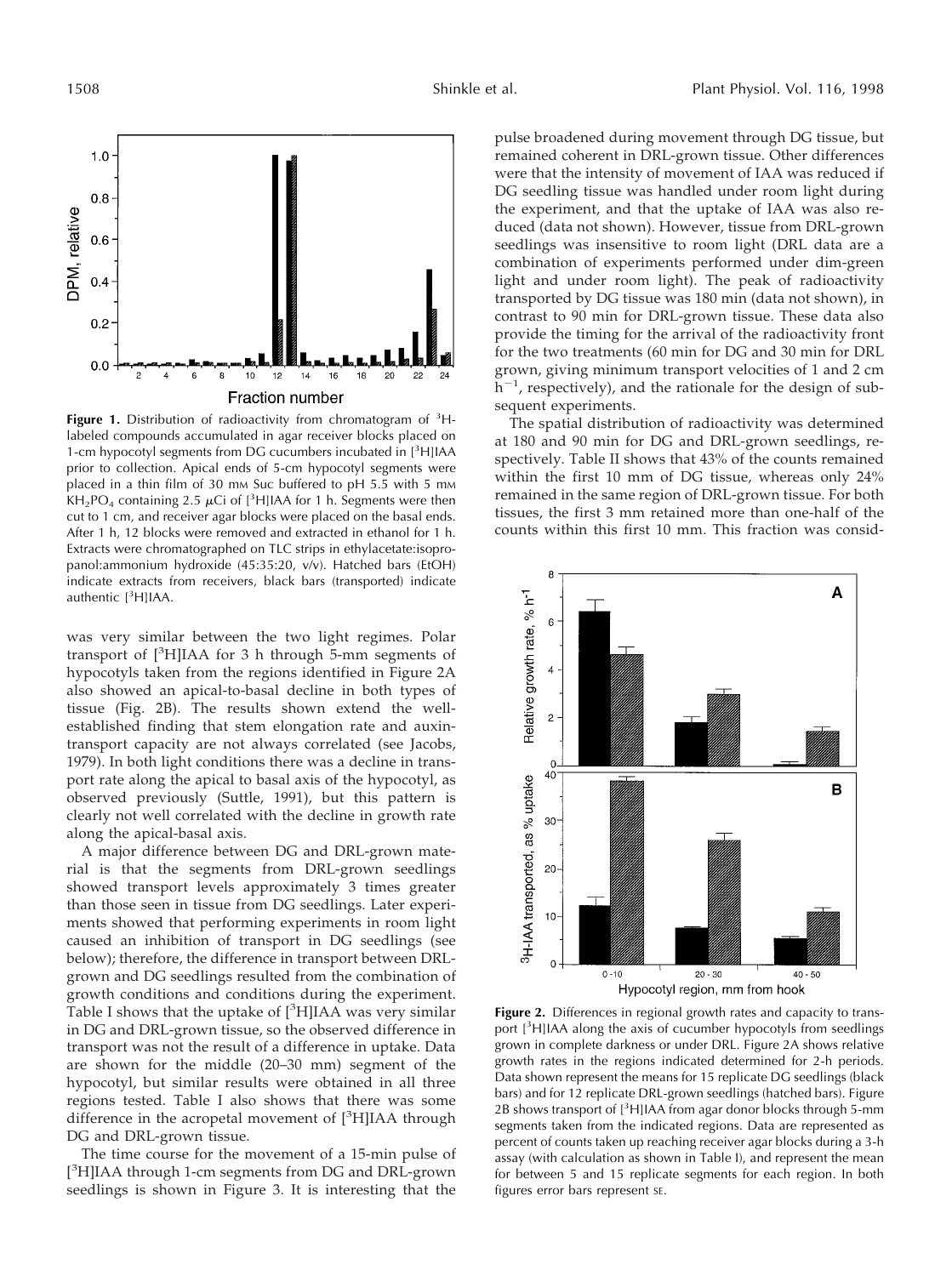**Figure 1.** Distribution of radioactivity from chromatogram of $^3$H-labeled compounds accumulated in agar receiver blocks placed on 1-cm hypocotyl segments from DG cucumbers incubated in [$^3$H]IAA prior to collection. Apical ends of 5-cm hypocotyl segments were placed in a thin film of 30 mM Suc buffered to pH 5.5 with 5 mM $KH_2PO_4$ containing 2.5 $\mu$Ci of [$^3$H]IAA for 1 h. Segments were then cut to 1 cm, and receiver agar blocks were placed on the basal ends. After 1 h, 12 blocks were removed and extracted in ethanol for 1 h. Extracts were chromatographed on TLC strips in ethylacetate:isopropanol:ammonium hydroxide (45:35:20, v/v). Hatched bars (EtOH) indicate extracts from receivers, black bars (transported) indicate authentic [$^3$H]IAA.

was very similar between the two light regimes. Polar transport of [$^3$H]IAA for 3 h through 5-mm segments of hypocotyls taken from the regions identified in Figure 2A also showed an apical-to-basal decline in both types of tissue (Fig. 2B). The results shown extend the well-established finding that stem elongation rate and auxin-transport capacity are not always correlated (see Jacobs, 1979). In both light conditions there was a decline in transport rate along the apical to basal axis of the hypocotyl, as observed previously (Suttle, 1991), but this pattern is clearly not well correlated with the decline in growth rate along the apical-basal axis.

A major difference between DG and DRL-grown material is that the segments from DRL-grown seedlings showed transport levels approximately 3 times greater than those seen in tissue from DG seedlings. Later experiments showed that performing experiments in room light caused an inhibition of transport in DG seedlings (see below); therefore, the difference in transport between DRL-grown and DG seedlings resulted from the combination of growth conditions and conditions during the experiment. Table I shows that the uptake of [$^3$H]IAA was very similar in DG and DRL-grown tissue, so the observed difference in transport was not the result of a difference in uptake. Data are shown for the middle (20–30 mm) segment of the hypocotyl, but similar results were obtained in all three regions tested. Table I also shows that there was some difference in the acropetal movement of [$^3$H]IAA through DG and DRL-grown tissue.

The time course for the movement of a 15-min pulse of [$^3$H]IAA through 1-cm segments from DG and DRL-grown seedlings is shown in Figure 3. It is interesting that the pulse broadened during movement through DG tissue, but remained coherent in DRL-grown tissue. Other differences were that the intensity of movement of IAA was reduced if DG seedling tissue was handled under room light during the experiment, and that the uptake of IAA was also reduced (data not shown). However, tissue from DRL-grown seedlings was insensitive to room light (DRL data are a combination of experiments performed under dim-green light and under room light). The peak of radioactivity transported by DG tissue was 180 min (data not shown), in contrast to 90 min for DRL-grown tissue. These data also provide the timing for the arrival of the radioactivity front for the two treatments (60 min for DG and 30 min for DRL grown, giving minimum transport velocities of 1 and 2 cm $h^{-1}$, respectively), and the rationale for the design of subsequent experiments.

The spatial distribution of radioactivity was determined at 180 and 90 min for DG and DRL-grown seedlings, respectively. Table II shows that 43% of the counts remained within the first 10 mm of DG tissue, whereas only 24% remained in the same region of DRL-grown tissue. For both tissues, the first 3 mm retained more than one-half of the counts within this first 10 mm. This fraction was consid-

**Figure 2.** Differences in regional growth rates and capacity to transport [$^3$H]IAA along the axis of cucumber hypocotyls from seedlings grown in complete darkness or under DRL. Figure 2A shows relative growth rates in the regions indicated determined for 2-h periods. Data shown represent the means for 15 replicate DG seedlings (black bars) and for 12 replicate DRL-grown seedlings (hatched bars). Figure 2B shows transport of [$^3$H]IAA from agar donor blocks through 5-mm segments taken from the indicated regions. Data are represented as percent of counts taken up reaching receiver agar blocks during a 3-h assay (with calculation as shown in Table I), and represent the mean for between 5 and 15 replicate segments for each region. In both figures error bars represent SE.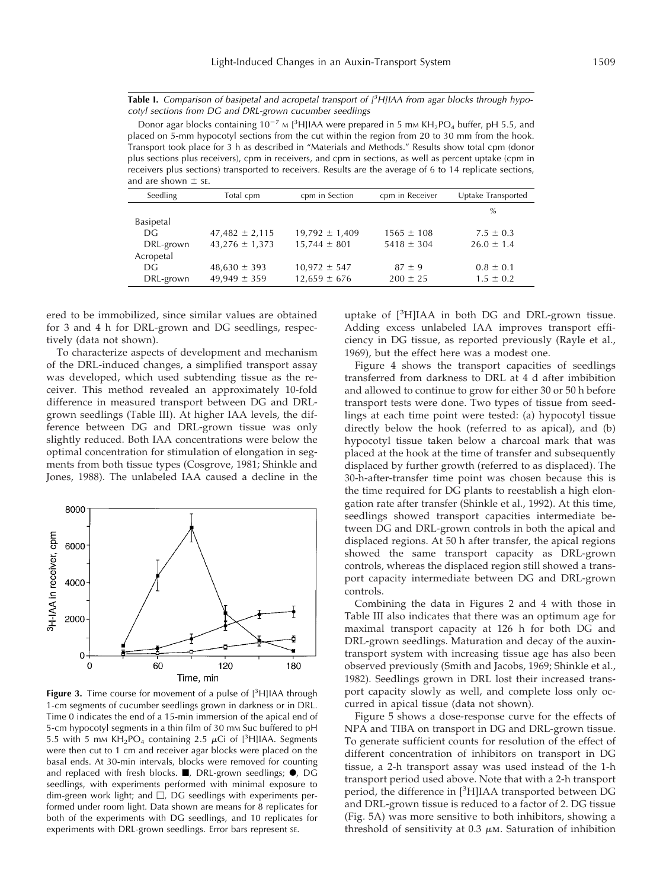**Table I.** *Comparison of basipetal and acropetal transport of [$^3$H]IAA from agar blocks through hypocotyl sections from DG and DRL-grown cucumber seedlings*

Donor agar blocks containing $10^{-7}$ M [$^3$H]IAA were prepared in 5 mM $KH_2PO_4$ buffer, pH 5.5, and placed on 5-mm hypocotyl sections from the cut within the region from 20 to 30 mm from the hook. Transport took place for 3 h as described in "Materials and Methods." Results show total cpm (donor plus sections plus receivers), cpm in receivers, and cpm in sections, as well as percent uptake (cpm in receivers plus sections) transported to receivers. Results are the average of 6 to 14 replicate sections, and are shown ± SE.

| Seedling | Total cpm | cpm in Section | cpm in Receiver | Uptake Transported |
|---|---|---|---|---|
| | | | | % |
| Basipetal | | | | |
| DG | 47,482 ± 2,115 | 19,792 ± 1,409 | 1565 ± 108 | 7.5 ± 0.3 |
| DRL-grown | 43,276 ± 1,373 | 15,744 ± 801 | 5418 ± 304 | 26.0 ± 1.4 |
| Acropetal | | | | |
| DG | 48,630 ± 393 | 10,972 ± 547 | 87 ± 9 | 0.8 ± 0.1 |
| DRL-grown | 49,949 ± 359 | 12,659 ± 676 | 200 ± 25 | 1.5 ± 0.2 |

ered to be immobilized, since similar values are obtained for 3 and 4 h for DRL-grown and DG seedlings, respectively (data not shown).

To characterize aspects of development and mechanism of the DRL-induced changes, a simplified transport assay was developed, which used subtending tissue as the receiver. This method revealed an approximately 10-fold difference in measured transport between DG and DRL-grown seedlings (Table III). At higher IAA levels, the difference between DG and DRL-grown tissue was only slightly reduced. Both IAA concentrations were below the optimal concentration for stimulation of elongation in segments from both tissue types (Cosgrove, 1981; Shinkle and Jones, 1988). The unlabeled IAA caused a decline in the

**Figure 3.** Time course for movement of a pulse of [$^3$H]IAA through 1-cm segments of cucumber seedlings grown in darkness or in DRL. Time 0 indicates the end of a 15-min immersion of the apical end of 5-cm hypocotyl segments in a thin film of 30 mM Suc buffered to pH 5.5 with 5 mM $KH_2PO_4$ containing 2.5 $\mu$Ci of [$^3$H]IAA. Segments were then cut to 1 cm and receiver agar blocks were placed on the basal ends. At 30-min intervals, blocks were removed for counting and replaced with fresh blocks. ■, DRL-grown seedlings; ●, DG seedlings, with experiments performed with minimal exposure to dim-green work light; and □, DG seedlings with experiments performed under room light. Data shown are means for 8 replicates for both of the experiments with DG seedlings, and 10 replicates for experiments with DRL-grown seedlings. Error bars represent SE.

uptake of [$^3$H]IAA in both DG and DRL-grown tissue. Adding excess unlabeled IAA improves transport efficiency in DG tissue, as reported previously (Rayle et al., 1969), but the effect here was a modest one.

Figure 4 shows the transport capacities of seedlings transferred from darkness to DRL at 4 d after imbibition and allowed to continue to grow for either 30 or 50 h before transport tests were done. Two types of tissue from seedlings at each time point were tested: (a) hypocotyl tissue directly below the hook (referred to as apical), and (b) hypocotyl tissue taken below a charcoal mark that was placed at the hook at the time of transfer and subsequently displaced by further growth (referred to as displaced). The 30-h-after-transfer time point was chosen because this is the time required for DG plants to reestablish a high elongation rate after transfer (Shinkle et al., 1992). At this time, seedlings showed transport capacities intermediate between DG and DRL-grown controls in both the apical and displaced regions. At 50 h after transfer, the apical regions showed the same transport capacity as DRL-grown controls, whereas the displaced region still showed a transport capacity intermediate between DG and DRL-grown controls.

Combining the data in Figures 2 and 4 with those in Table III also indicates that there was an optimum age for maximal transport capacity at 126 h for both DG and DRL-grown seedlings. Maturation and decay of the auxin-transport system with increasing tissue age has also been observed previously (Smith and Jacobs, 1969; Shinkle et al., 1982). Seedlings grown in DRL lost their increased transport capacity slowly as well, and complete loss only occurred in apical tissue (data not shown).

Figure 5 shows a dose-response curve for the effects of NPA and TIBA on transport in DG and DRL-grown tissue. To generate sufficient counts for resolution of the effect of different concentration of inhibitors on transport in DG tissue, a 2-h transport assay was used instead of the 1-h transport period used above. Note that with a 2-h transport period, the difference in [$^3$H]IAA transported between DG and DRL-grown tissue is reduced to a factor of 2. DG tissue (Fig. 5A) was more sensitive to both inhibitors, showing a threshold of sensitivity at 0.3 $\mu$M. Saturation of inhibition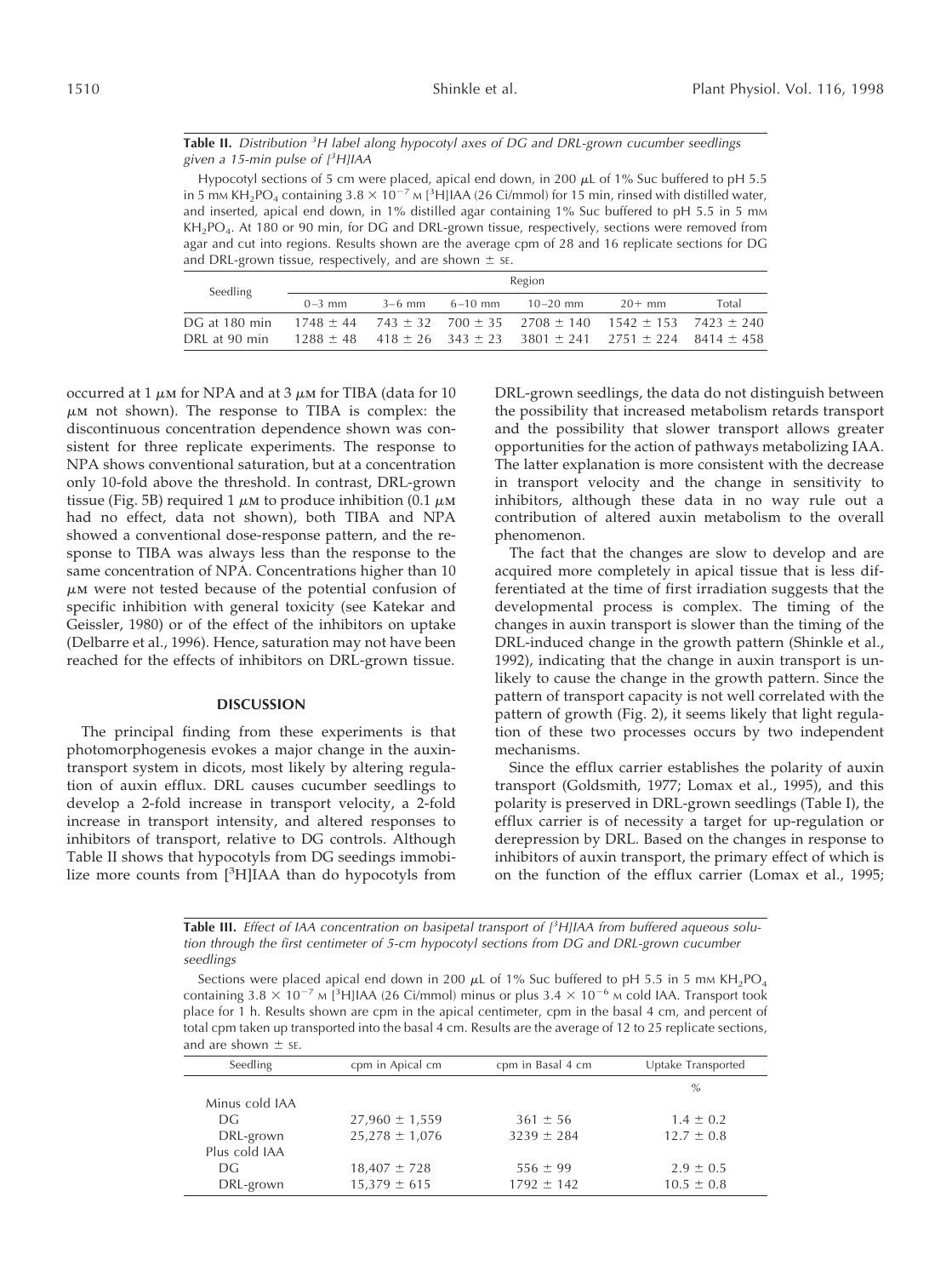**Table II.** *Distribution $^3$H label along hypocotyl axes of DG and DRL-grown cucumber seedlings given a 15-min pulse of [$^3$H]IAA*

Hypocotyl sections of 5 cm were placed, apical end down, in 200 μL of 1% Suc buffered to pH 5.5 in 5 mM $KH_2PO_4$ containing $3.8 \times 10^{-7}$ M [$^3$H]IAA (26 Ci/mmol) for 15 min, rinsed with distilled water, and inserted, apical end down, in 1% distilled agar containing 1% Suc buffered to pH 5.5 in 5 mM $KH_2PO_4$. At 180 or 90 min, for DG and DRL-grown tissue, respectively, sections were removed from agar and cut into regions. Results shown are the average cpm of 28 and 16 replicate sections for DG and DRL-grown tissue, respectively, and are shown ± SE.

| Seedling | Region | | | | | |
|---|---|---|---|---|---|---|
| | 0–3 mm | 3–6 mm | 6–10 mm | 10–20 mm | 20+ mm | Total |
| DG at 180 min | 1748 ± 44 | 743 ± 32 | 700 ± 35 | 2708 ± 140 | 1542 ± 153 | 7423 ± 240 |
| DRL at 90 min | 1288 ± 48 | 418 ± 26 | 343 ± 23 | 3801 ± 241 | 2751 ± 224 | 8414 ± 458 |

occurred at 1 μM for NPA and at 3 μM for TIBA (data for 10 μM not shown). The response to TIBA is complex: the discontinuous concentration dependence shown was consistent for three replicate experiments. The response to NPA shows conventional saturation, but at a concentration only 10-fold above the threshold. In contrast, DRL-grown tissue (Fig. 5B) required 1 μM to produce inhibition (0.1 μM had no effect, data not shown), both TIBA and NPA showed a conventional dose-response pattern, and the response to TIBA was always less than the response to the same concentration of NPA. Concentrations higher than 10 μM were not tested because of the potential confusion of specific inhibition with general toxicity (see Katekar and Geissler, 1980) or of the effect of the inhibitors on uptake (Delbarre et al., 1996). Hence, saturation may not have been reached for the effects of inhibitors on DRL-grown tissue.

## DISCUSSION

The principal finding from these experiments is that photomorphogenesis evokes a major change in the auxin-transport system in dicots, most likely by altering regulation of auxin efflux. DRL causes cucumber seedlings to develop a 2-fold increase in transport velocity, a 2-fold increase in transport intensity, and altered responses to inhibitors of transport, relative to DG controls. Although Table II shows that hypocotyls from DG seedings immobilize more counts from [$^3$H]IAA than do hypocotyls from DRL-grown seedlings, the data do not distinguish between the possibility that increased metabolism retards transport and the possibility that slower transport allows greater opportunities for the action of pathways metabolizing IAA. The latter explanation is more consistent with the decrease in transport velocity and the change in sensitivity to inhibitors, although these data in no way rule out a contribution of altered auxin metabolism to the overall phenomenon.

The fact that the changes are slow to develop and are acquired more completely in apical tissue that is less differentiated at the time of first irradiation suggests that the developmental process is complex. The timing of the changes in auxin transport is slower than the timing of the DRL-induced change in the growth pattern (Shinkle et al., 1992), indicating that the change in auxin transport is unlikely to cause the change in the growth pattern. Since the pattern of transport capacity is not well correlated with the pattern of growth (Fig. 2), it seems likely that light regulation of these two processes occurs by two independent mechanisms.

Since the efflux carrier establishes the polarity of auxin transport (Goldsmith, 1977; Lomax et al., 1995), and this polarity is preserved in DRL-grown seedlings (Table I), the efflux carrier is of necessity a target for up-regulation or derepression by DRL. Based on the changes in response to inhibitors of auxin transport, the primary effect of which is on the function of the efflux carrier (Lomax et al., 1995;

**Table III.** *Effect of IAA concentration on basipetal transport of [$^3$H]IAA from buffered aqueous solution through the first centimeter of 5-cm hypocotyl sections from DG and DRL-grown cucumber seedlings*

Sections were placed apical end down in 200 μL of 1% Suc buffered to pH 5.5 in 5 mM $KH_2PO_4$ containing $3.8 \times 10^{-7}$ M [$^3$H]IAA (26 Ci/mmol) minus or plus $3.4 \times 10^{-6}$ M cold IAA. Transport took place for 1 h. Results shown are cpm in the apical centimeter, cpm in the basal 4 cm, and percent of total cpm taken up transported into the basal 4 cm. Results are the average of 12 to 25 replicate sections, and are shown ± SE.

| Seedling | cpm in Apical cm | cpm in Basal 4 cm | Uptake Transported |
|---|---|---|---|
| | | | % |
| Minus cold IAA | | | |
| DG | 27,960 ± 1,559 | 361 ± 56 | 1.4 ± 0.2 |
| DRL-grown | 25,278 ± 1,076 | 3239 ± 284 | 12.7 ± 0.8 |
| Plus cold IAA | | | |
| DG | 18,407 ± 728 | 556 ± 99 | 2.9 ± 0.5 |
| DRL-grown | 15,379 ± 615 | 1792 ± 142 | 10.5 ± 0.8 |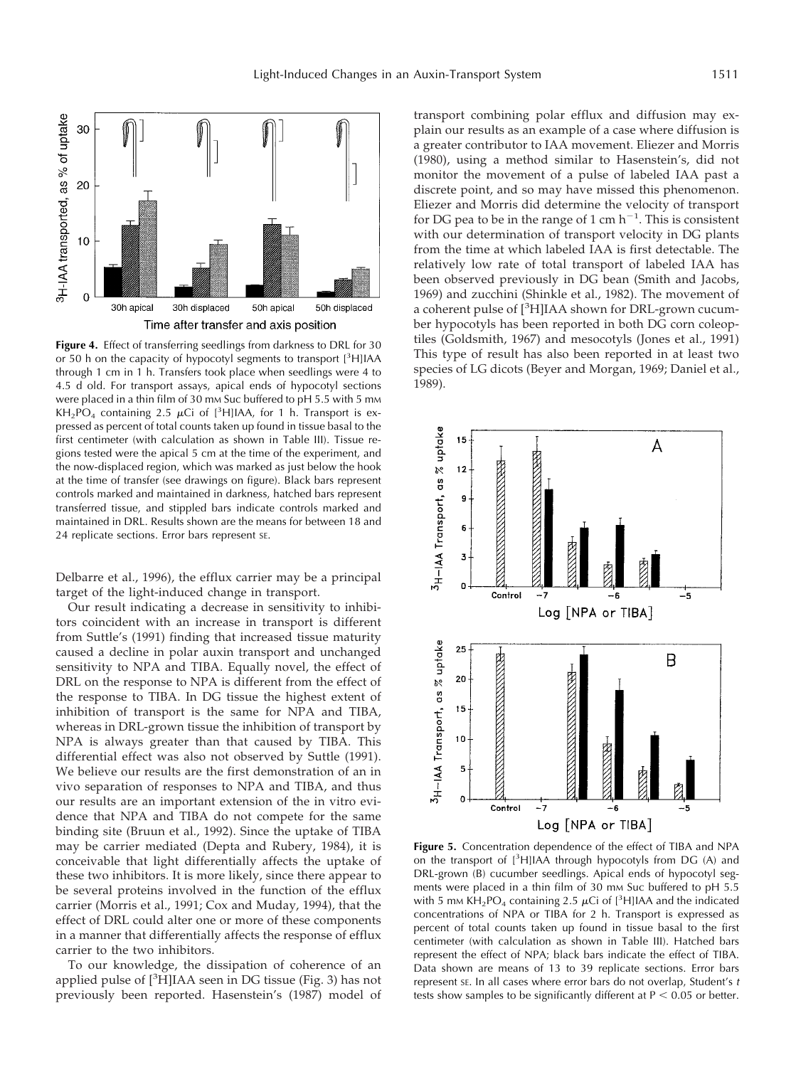**Figure 4.** Effect of transferring seedlings from darkness to DRL for 30 or 50 h on the capacity of hypocotyl segments to transport [$^3$H]IAA through 1 cm in 1 h. Transfers took place when seedlings were 4 to 4.5 d old. For transport assays, apical ends of hypocotyl sections were placed in a thin film of 30 mM Suc buffered to pH 5.5 with 5 mM $KH_2PO_4$ containing 2.5 $\mu$Ci of [$^3$H]IAA, for 1 h. Transport is expressed as percent of total counts taken up found in tissue basal to the first centimeter (with calculation as shown in Table III). Tissue regions tested were the apical 5 cm at the time of the experiment, and the now-displaced region, which was marked as just below the hook at the time of transfer (see drawings on figure). Black bars represent controls marked and maintained in darkness, hatched bars represent transferred tissue, and stippled bars indicate controls marked and maintained in DRL. Results shown are the means for between 18 and 24 replicate sections. Error bars represent SE.

Delbarre et al., 1996), the efflux carrier may be a principal target of the light-induced change in transport.

Our result indicating a decrease in sensitivity to inhibitors coincident with an increase in transport is different from Suttle's (1991) finding that increased tissue maturity caused a decline in polar auxin transport and unchanged sensitivity to NPA and TIBA. Equally novel, the effect of DRL on the response to NPA is different from the effect of the response to TIBA. In DG tissue the highest extent of inhibition of transport is the same for NPA and TIBA, whereas in DRL-grown tissue the inhibition of transport by NPA is always greater than that caused by TIBA. This differential effect was also not observed by Suttle (1991). We believe our results are the first demonstration of an in vivo separation of responses to NPA and TIBA, and thus our results are an important extension of the in vitro evidence that NPA and TIBA do not compete for the same binding site (Bruun et al., 1992). Since the uptake of TIBA may be carrier mediated (Depta and Rubery, 1984), it is conceivable that light differentially affects the uptake of these two inhibitors. It is more likely, since there appear to be several proteins involved in the function of the efflux carrier (Morris et al., 1991; Cox and Muday, 1994), that the effect of DRL could alter one or more of these components in a manner that differentially affects the response of efflux carrier to the two inhibitors.

To our knowledge, the dissipation of coherence of an applied pulse of [$^3$H]IAA seen in DG tissue (Fig. 3) has not previously been reported. Hasenstein's (1987) model of transport combining polar efflux and diffusion may explain our results as an example of a case where diffusion is a greater contributor to IAA movement. Eliezer and Morris (1980), using a method similar to Hasenstein's, did not monitor the movement of a pulse of labeled IAA past a discrete point, and so may have missed this phenomenon. Eliezer and Morris did determine the velocity of transport for DG pea to be in the range of 1 cm $h^{-1}$. This is consistent with our determination of transport velocity in DG plants from the time at which labeled IAA is first detectable. The relatively low rate of total transport of labeled IAA has been observed previously in DG bean (Smith and Jacobs, 1969) and zucchini (Shinkle et al., 1982). The movement of a coherent pulse of [$^3$H]IAA shown for DRL-grown cucumber hypocotyls has been reported in both DG corn coleoptiles (Goldsmith, 1967) and mesocotyls (Jones et al., 1991) This type of result has also been reported in at least two species of LG dicots (Beyer and Morgan, 1969; Daniel et al., 1989).

**Figure 5.** Concentration dependence of the effect of TIBA and NPA on the transport of [$^3$H]IAA through hypocotyls from DG (A) and DRL-grown (B) cucumber seedlings. Apical ends of hypocotyl segments were placed in a thin film of 30 mM Suc buffered to pH 5.5 with 5 mM $KH_2PO_4$ containing 2.5 $\mu$Ci of [$^3$H]IAA and the indicated concentrations of NPA or TIBA for 2 h. Transport is expressed as percent of total counts taken up found in tissue basal to the first centimeter (with calculation as shown in Table III). Hatched bars represent the effect of NPA; black bars indicate the effect of TIBA. Data shown are means of 13 to 39 replicate sections. Error bars represent SE. In all cases where error bars do not overlap, Student's *t* tests show samples to be significantly different at $P < 0.05$ or better.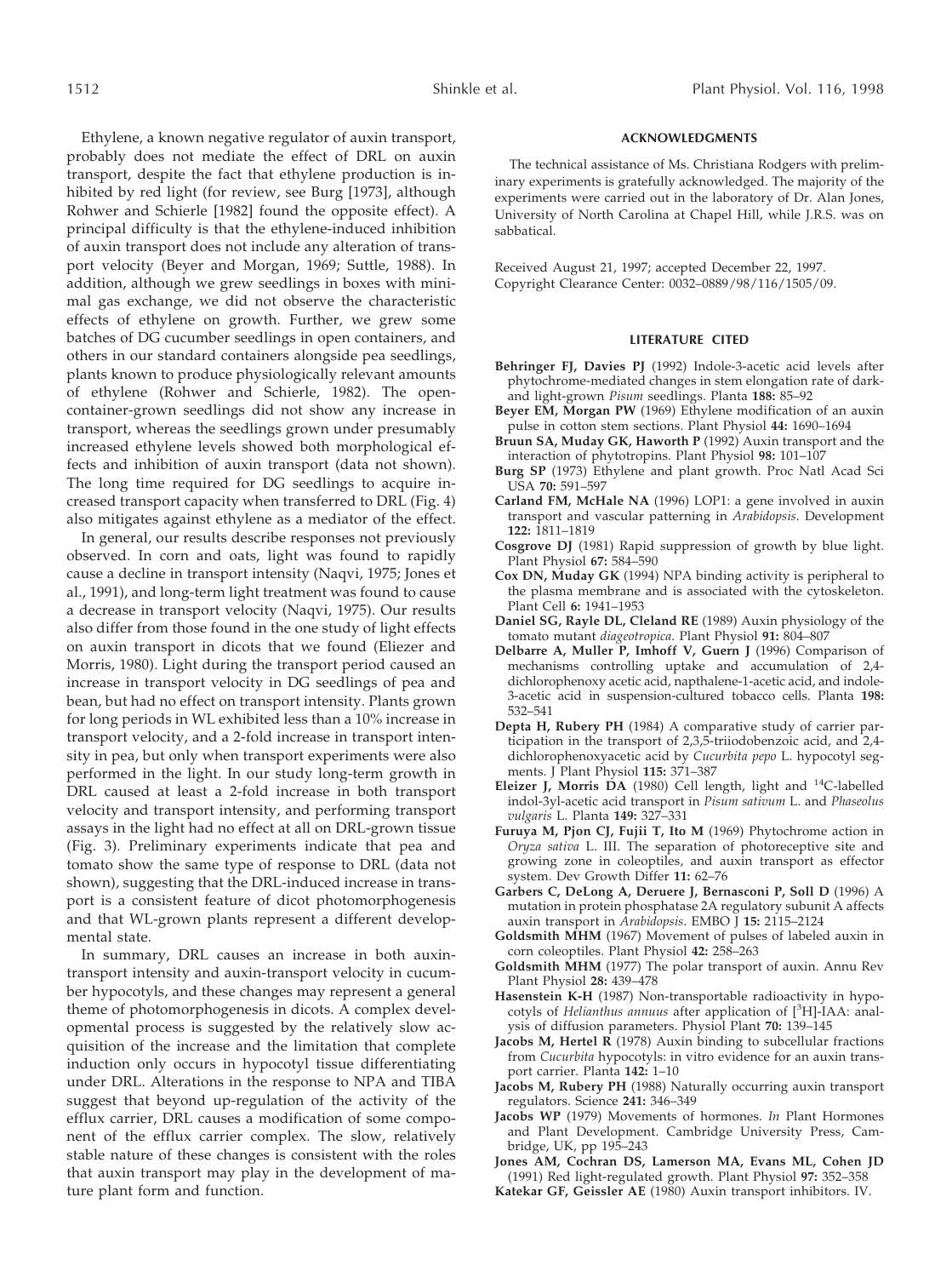Ethylene, a known negative regulator of auxin transport, probably does not mediate the effect of DRL on auxin transport, despite the fact that ethylene production is inhibited by red light (for review, see Burg [1973], although Rohwer and Schierle [1982] found the opposite effect). A principal difficulty is that the ethylene-induced inhibition of auxin transport does not include any alteration of transport velocity (Beyer and Morgan, 1969; Suttle, 1988). In addition, although we grew seedlings in boxes with minimal gas exchange, we did not observe the characteristic effects of ethylene on growth. Further, we grew some batches of DG cucumber seedlings in open containers, and others in our standard containers alongside pea seedlings, plants known to produce physiologically relevant amounts of ethylene (Rohwer and Schierle, 1982). The open-container-grown seedlings did not show any increase in transport, whereas the seedlings grown under presumably increased ethylene levels showed both morphological effects and inhibition of auxin transport (data not shown). The long time required for DG seedlings to acquire increased transport capacity when transferred to DRL (Fig. 4) also mitigates against ethylene as a mediator of the effect.

In general, our results describe responses not previously observed. In corn and oats, light was found to rapidly cause a decline in transport intensity (Naqvi, 1975; Jones et al., 1991), and long-term light treatment was found to cause a decrease in transport velocity (Naqvi, 1975). Our results also differ from those found in the one study of light effects on auxin transport in dicots that we found (Eliezer and Morris, 1980). Light during the transport period caused an increase in transport velocity in DG seedlings of pea and bean, but had no effect on transport intensity. Plants grown for long periods in WL exhibited less than a 10% increase in transport velocity, and a 2-fold increase in transport intensity in pea, but only when transport experiments were also performed in the light. In our study long-term growth in DRL caused at least a 2-fold increase in both transport velocity and transport intensity, and performing transport assays in the light had no effect at all on DRL-grown tissue (Fig. 3). Preliminary experiments indicate that pea and tomato show the same type of response to DRL (data not shown), suggesting that the DRL-induced increase in transport is a consistent feature of dicot photomorphogenesis and that WL-grown plants represent a different developmental state.

In summary, DRL causes an increase in both auxin-transport intensity and auxin-transport velocity in cucumber hypocotyls, and these changes may represent a general theme of photomorphogenesis in dicots. A complex developmental process is suggested by the relatively slow acquisition of the increase and the limitation that complete induction only occurs in hypocotyl tissue differentiating under DRL. Alterations in the response to NPA and TIBA suggest that beyond up-regulation of the activity of the efflux carrier, DRL causes a modification of some component of the efflux carrier complex. The slow, relatively stable nature of these changes is consistent with the roles that auxin transport may play in the development of mature plant form and function.

## ACKNOWLEDGMENTS

The technical assistance of Ms. Christiana Rodgers with preliminary experiments is gratefully acknowledged. The majority of the experiments were carried out in the laboratory of Dr. Alan Jones, University of North Carolina at Chapel Hill, while J.R.S. was on sabbatical.

Received August 21, 1997; accepted December 22, 1997.
Copyright Clearance Center: 0032–0889/98/116/1505/09.

## LITERATURE CITED

**Behringer FJ, Davies PJ** (1992) Indole-3-acetic acid levels after phytochrome-mediated changes in stem elongation rate of dark- and light-grown *Pisum* seedlings. Planta **188:** 85–92

**Beyer EM, Morgan PW** (1969) Ethylene modification of an auxin pulse in cotton stem sections. Plant Physiol **44:** 1690–1694

**Bruun SA, Muday GK, Haworth P** (1992) Auxin transport and the interaction of phytotropins. Plant Physiol **98:** 101–107

**Burg SP** (1973) Ethylene and plant growth. Proc Natl Acad Sci USA **70:** 591–597

**Carland FM, McHale NA** (1996) LOP1: a gene involved in auxin transport and vascular patterning in *Arabidopsis*. Development **122:** 1811–1819

**Cosgrove DJ** (1981) Rapid suppression of growth by blue light. Plant Physiol **67:** 584–590

**Cox DN, Muday GK** (1994) NPA binding activity is peripheral to the plasma membrane and is associated with the cytoskeleton. Plant Cell **6:** 1941–1953

**Daniel SG, Rayle DL, Cleland RE** (1989) Auxin physiology of the tomato mutant *diageotropica*. Plant Physiol **91:** 804–807

**Delbarre A, Muller P, Imhoff V, Guern J** (1996) Comparison of mechanisms controlling uptake and accumulation of 2,4-dichlorophenoxy acetic acid, napthalene-1-acetic acid, and indole-3-acetic acid in suspension-cultured tobacco cells. Planta **198:** 532–541

**Depta H, Rubery PH** (1984) A comparative study of carrier participation in the transport of 2,3,5-triiodobenzoic acid, and 2,4-dichlorophenoxyacetic acid by *Cucurbita pepo* L. hypocotyl segments. J Plant Physiol **115:** 371–387

**Eleizer J, Morris DA** (1980) Cell length, light and $^{14}$C-labelled indol-3yl-acetic acid transport in *Pisum sativum* L. and *Phaseolus vulgaris* L. Planta **149:** 327–331

**Furuya M, Pjon CJ, Fujii T, Ito M** (1969) Phytochrome action in *Oryza sativa* L. III. The separation of photoreceptive site and growing zone in coleoptiles, and auxin transport as effector system. Dev Growth Differ **11:** 62–76

**Garbers C, DeLong A, Deruere J, Bernasconi P, Soll D** (1996) A mutation in protein phosphatase 2A regulatory subunit A affects auxin transport in *Arabidopsis*. EMBO J **15:** 2115–2124

**Goldsmith MHM** (1967) Movement of pulses of labeled auxin in corn coleoptiles. Plant Physiol **42:** 258–263

**Goldsmith MHM** (1977) The polar transport of auxin. Annu Rev Plant Physiol **28:** 439–478

**Hasenstein K-H** (1987) Non-transportable radioactivity in hypocotyls of *Helianthus annuus* after application of [$^3$H]-IAA: analysis of diffusion parameters. Physiol Plant **70:** 139–145

**Jacobs M, Hertel R** (1978) Auxin binding to subcellular fractions from *Cucurbita* hypocotyls: in vitro evidence for an auxin transport carrier. Planta **142:** 1–10

**Jacobs M, Rubery PH** (1988) Naturally occurring auxin transport regulators. Science **241:** 346–349

**Jacobs WP** (1979) Movements of hormones. *In* Plant Hormones and Plant Development. Cambridge University Press, Cambridge, UK, pp 195–243

**Jones AM, Cochran DS, Lamerson MA, Evans ML, Cohen JD** (1991) Red light-regulated growth. Plant Physiol **97:** 352–358

**Katekar GF, Geissler AE** (1980) Auxin transport inhibitors. IV.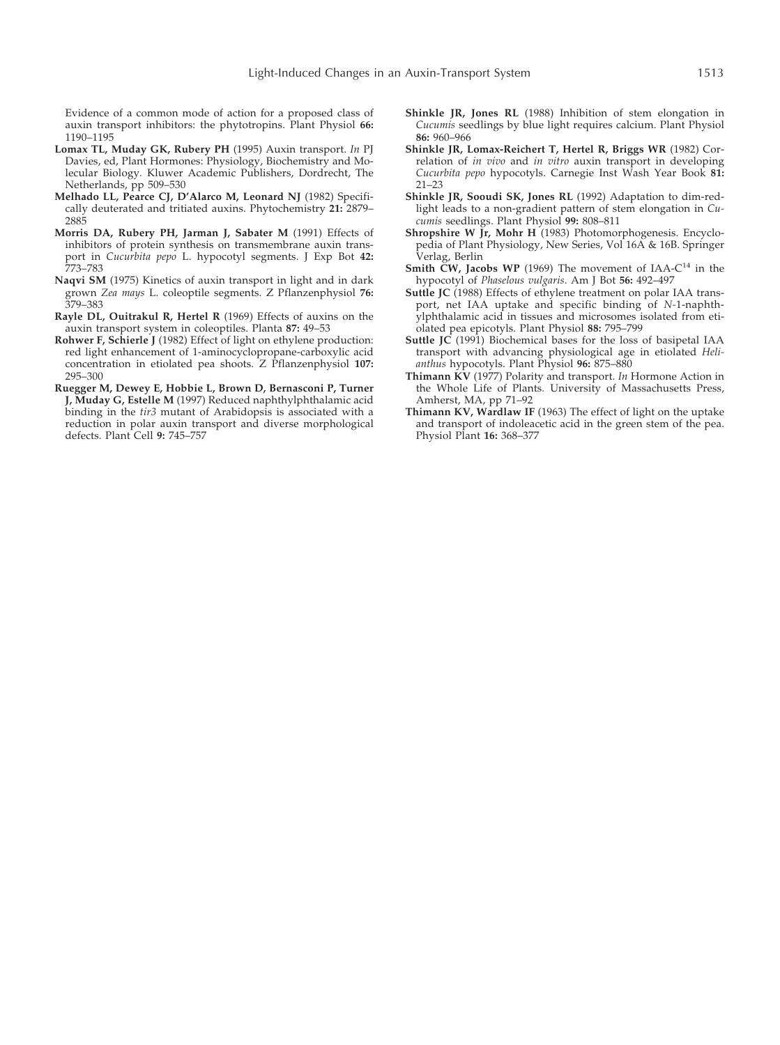Evidence of a common mode of action for a proposed class of auxin transport inhibitors: the phytotropins. Plant Physiol **66:** 1190–1195

**Lomax TL, Muday GK, Rubery PH** (1995) Auxin transport. *In* PJ Davies, ed, Plant Hormones: Physiology, Biochemistry and Molecular Biology. Kluwer Academic Publishers, Dordrecht, The Netherlands, pp 509–530

**Melhado LL, Pearce CJ, D'Alarco M, Leonard NJ** (1982) Specifically deuterated and tritiated auxins. Phytochemistry **21:** 2879–2885

**Morris DA, Rubery PH, Jarman J, Sabater M** (1991) Effects of inhibitors of protein synthesis on transmembrane auxin transport in *Cucurbita pepo* L. hypocotyl segments. J Exp Bot **42:** 773–783

**Naqvi SM** (1975) Kinetics of auxin transport in light and in dark grown *Zea mays* L. coleoptile segments. Z Pflanzenphysiol **76:** 379–383

**Rayle DL, Ouitrakul R, Hertel R** (1969) Effects of auxins on the auxin transport system in coleoptiles. Planta **87:** 49–53

**Rohwer F, Schierle J** (1982) Effect of light on ethylene production: red light enhancement of 1-aminocyclopropane-carboxylic acid concentration in etiolated pea shoots. Z Pflanzenphysiol **107:** 295–300

**Ruegger M, Dewey E, Hobbie L, Brown D, Bernasconi P, Turner J, Muday G, Estelle M** (1997) Reduced naphthylphthalamic acid binding in the *tir3* mutant of Arabidopsis is associated with a reduction in polar auxin transport and diverse morphological defects. Plant Cell **9:** 745–757

**Shinkle JR, Jones RL** (1988) Inhibition of stem elongation in *Cucumis* seedlings by blue light requires calcium. Plant Physiol **86:** 960–966

**Shinkle JR, Lomax-Reichert T, Hertel R, Briggs WR** (1982) Correlation of *in vivo* and *in vitro* auxin transport in developing *Cucurbita pepo* hypocotyls. Carnegie Inst Wash Year Book **81:** 21–23

**Shinkle JR, Sooudi SK, Jones RL** (1992) Adaptation to dim-red-light leads to a non-gradient pattern of stem elongation in *Cucumis* seedlings. Plant Physiol **99:** 808–811

**Shropshire W Jr, Mohr H** (1983) Photomorphogenesis. Encyclopedia of Plant Physiology, New Series, Vol 16A & 16B. Springer Verlag, Berlin

**Smith CW, Jacobs WP** (1969) The movement of IAA-$C^{14}$ in the hypocotyl of *Phaselous vulgaris*. Am J Bot **56:** 492–497

**Suttle JC** (1988) Effects of ethylene treatment on polar IAA transport, net IAA uptake and specific binding of *N*-1-naphthylphthalamic acid in tissues and microsomes isolated from etiolated pea epicotyls. Plant Physiol **88:** 795–799

**Suttle JC** (1991) Biochemical bases for the loss of basipetal IAA transport with advancing physiological age in etiolated *Helianthus* hypocotyls. Plant Physiol **96:** 875–880

**Thimann KV** (1977) Polarity and transport. *In* Hormone Action in the Whole Life of Plants. University of Massachusetts Press, Amherst, MA, pp 71–92

**Thimann KV, Wardlaw IF** (1963) The effect of light on the uptake and transport of indoleacetic acid in the green stem of the pea. Physiol Plant **16:** 368–377